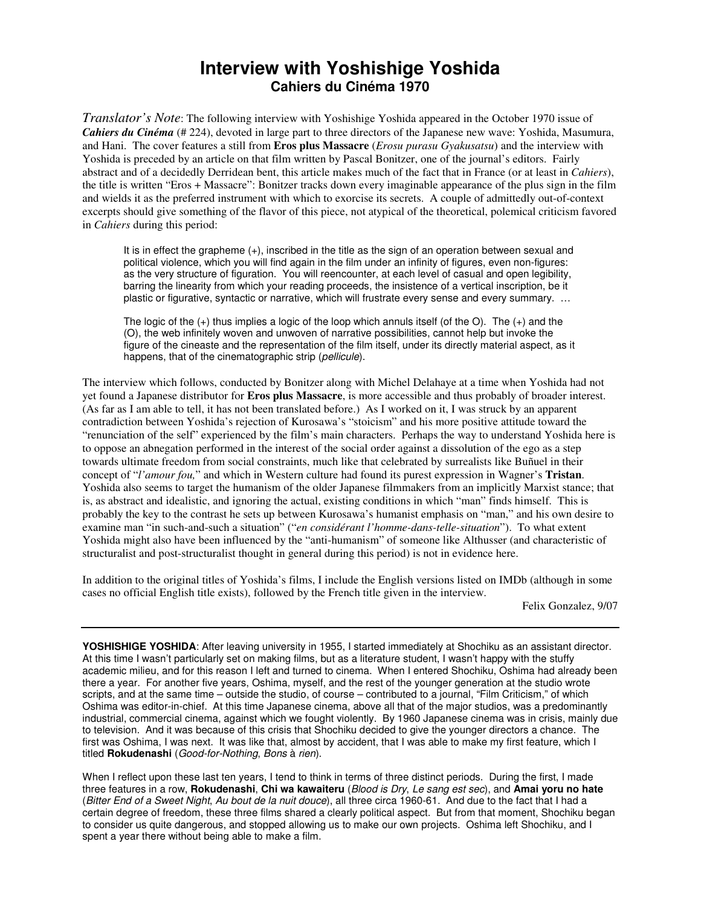# Interview with Yoshishige Yoshida

## Cahiers du Cinéma 1970

*Translator's Note*: The following interview with Yoshishige Yoshida appeared in the October 1970 issue of ***Cahiers du Cinéma*** (# 224), devoted in large part to three directors of the Japanese new wave: Yoshida, Masumura, and Hani. The cover features a still from **Eros plus Massacre** (*Erosu purasu Gyakusatsu*) and the interview with Yoshida is preceded by an article on that film written by Pascal Bonitzer, one of the journal's editors. Fairly abstract and of a decidedly Derridean bent, this article makes much of the fact that in France (or at least in *Cahiers*), the title is written "Eros + Massacre": Bonitzer tracks down every imaginable appearance of the plus sign in the film and wields it as the preferred instrument with which to exorcise its secrets. A couple of admittedly out-of-context excerpts should give something of the flavor of this piece, not atypical of the theoretical, polemical criticism favored in *Cahiers* during this period:

> It is in effect the grapheme (+), inscribed in the title as the sign of an operation between sexual and political violence, which you will find again in the film under an infinity of figures, even non-figures: as the very structure of figuration. You will reencounter, at each level of casual and open legibility, barring the linearity from which your reading proceeds, the insistence of a vertical inscription, be it plastic or figurative, syntactic or narrative, which will frustrate every sense and every summary. …
>
> The logic of the (+) thus implies a logic of the loop which annuls itself (of the O). The (+) and the (O), the web infinitely woven and unwoven of narrative possibilities, cannot help but invoke the figure of the cineaste and the representation of the film itself, under its directly material aspect, as it happens, that of the cinematographic strip (*pellicule*).

The interview which follows, conducted by Bonitzer along with Michel Delahaye at a time when Yoshida had not yet found a Japanese distributor for **Eros plus Massacre**, is more accessible and thus probably of broader interest. (As far as I am able to tell, it has not been translated before.) As I worked on it, I was struck by an apparent contradiction between Yoshida's rejection of Kurosawa's "stoicism" and his more positive attitude toward the "renunciation of the self" experienced by the film's main characters. Perhaps the way to understand Yoshida here is to oppose an abnegation performed in the interest of the social order against a dissolution of the ego as a step towards ultimate freedom from social constraints, much like that celebrated by surrealists like Buñuel in their concept of "*l'amour fou,*" and which in Western culture had found its purest expression in Wagner's **Tristan**. Yoshida also seems to target the humanism of the older Japanese filmmakers from an implicitly Marxist stance; that is, as abstract and idealistic, and ignoring the actual, existing conditions in which "man" finds himself. This is probably the key to the contrast he sets up between Kurosawa's humanist emphasis on "man," and his own desire to examine man "in such-and-such a situation" ("*en considérant l'homme-dans-telle-situation*"). To what extent Yoshida might also have been influenced by the "anti-humanism" of someone like Althusser (and characteristic of structuralist and post-structuralist thought in general during this period) is not in evidence here.

In addition to the original titles of Yoshida's films, I include the English versions listed on IMDb (although in some cases no official English title exists), followed by the French title given in the interview.

Felix Gonzalez, 9/07

---

**YOSHISHIGE YOSHIDA**: After leaving university in 1955, I started immediately at Shochiku as an assistant director. At this time I wasn't particularly set on making films, but as a literature student, I wasn't happy with the stuffy academic milieu, and for this reason I left and turned to cinema. When I entered Shochiku, Oshima had already been there a year. For another five years, Oshima, myself, and the rest of the younger generation at the studio wrote scripts, and at the same time – outside the studio, of course – contributed to a journal, "Film Criticism," of which Oshima was editor-in-chief. At this time Japanese cinema, above all that of the major studios, was a predominantly industrial, commercial cinema, against which we fought violently. By 1960 Japanese cinema was in crisis, mainly due to television. And it was because of this crisis that Shochiku decided to give the younger directors a chance. The first was Oshima, I was next. It was like that, almost by accident, that I was able to make my first feature, which I titled **Rokudenashi** (*Good-for-Nothing*, *Bons* à *rien*).

When I reflect upon these last ten years, I tend to think in terms of three distinct periods. During the first, I made three features in a row, **Rokudenashi**, **Chi wa kawaiteru** (*Blood is Dry*, *Le sang est sec*), and **Amai yoru no hate** (*Bitter End of a Sweet Night*, *Au bout de la nuit douce*), all three circa 1960-61. And due to the fact that I had a certain degree of freedom, these three films shared a clearly political aspect. But from that moment, Shochiku began to consider us quite dangerous, and stopped allowing us to make our own projects. Oshima left Shochiku, and I spent a year there without being able to make a film.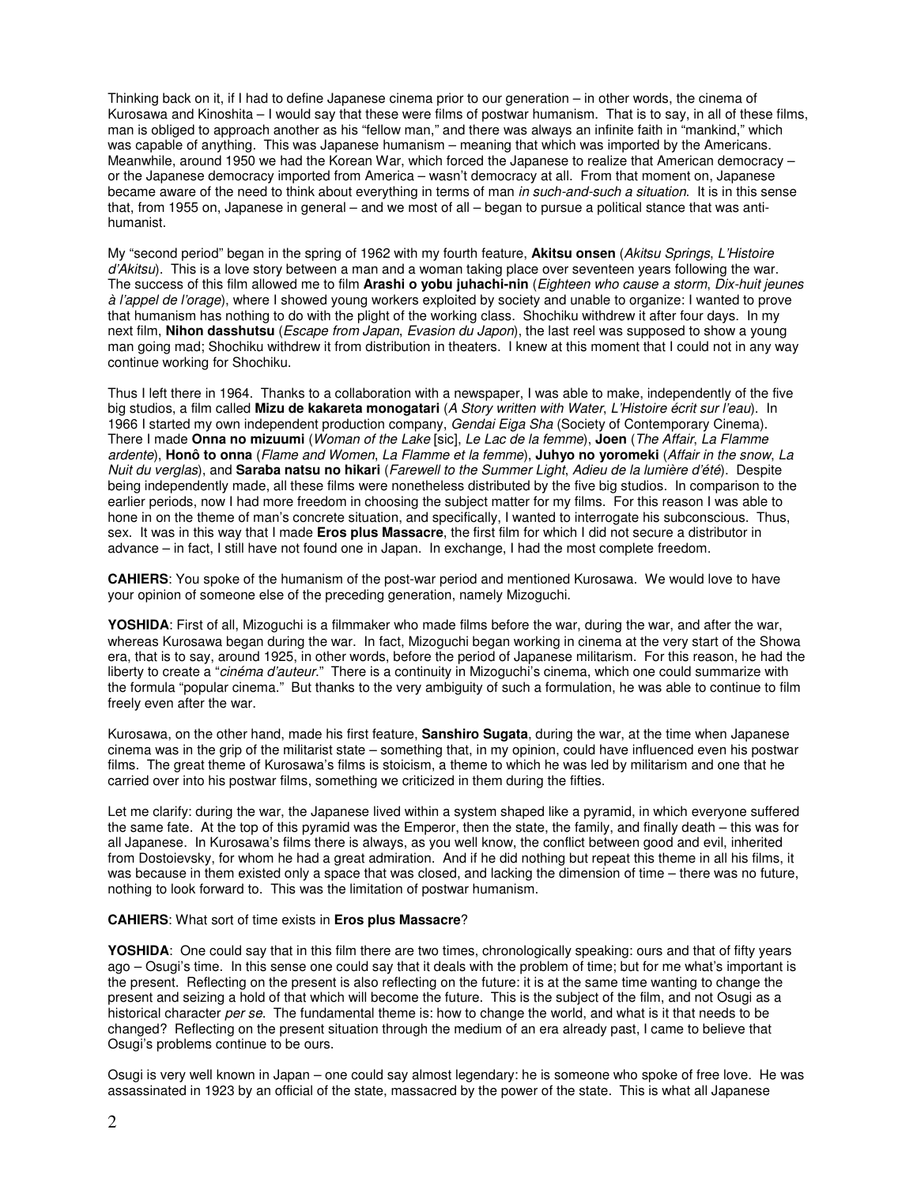Thinking back on it, if I had to define Japanese cinema prior to our generation – in other words, the cinema of Kurosawa and Kinoshita – I would say that these were films of postwar humanism. That is to say, in all of these films, man is obliged to approach another as his "fellow man," and there was always an infinite faith in "mankind," which was capable of anything. This was Japanese humanism – meaning that which was imported by the Americans. Meanwhile, around 1950 we had the Korean War, which forced the Japanese to realize that American democracy – or the Japanese democracy imported from America – wasn't democracy at all. From that moment on, Japanese became aware of the need to think about everything in terms of man *in such-and-such a situation*. It is in this sense that, from 1955 on, Japanese in general – and we most of all – began to pursue a political stance that was anti-humanist.

My "second period" began in the spring of 1962 with my fourth feature, **Akitsu onsen** (*Akitsu Springs*, *L'Histoire d'Akitsu*). This is a love story between a man and a woman taking place over seventeen years following the war. The success of this film allowed me to film **Arashi o yobu juhachi-nin** (*Eighteen who cause a storm*, *Dix-huit jeunes à l'appel de l'orage*), where I showed young workers exploited by society and unable to organize: I wanted to prove that humanism has nothing to do with the plight of the working class. Shochiku withdrew it after four days. In my next film, **Nihon dasshutsu** (*Escape from Japan*, *Evasion du Japon*), the last reel was supposed to show a young man going mad; Shochiku withdrew it from distribution in theaters. I knew at this moment that I could not in any way continue working for Shochiku.

Thus I left there in 1964. Thanks to a collaboration with a newspaper, I was able to make, independently of the five big studios, a film called **Mizu de kakareta monogatari** (*A Story written with Water*, *L'Histoire écrit sur l'eau*). In 1966 I started my own independent production company, *Gendai Eiga Sha* (Society of Contemporary Cinema). There I made **Onna no mizuumi** (*Woman of the Lake* [sic], *Le Lac de la femme*), **Joen** (*The Affair*, *La Flamme ardente*), **Honô to onna** (*Flame and Women*, *La Flamme et la femme*), **Juhyo no yoromeki** (*Affair in the snow*, *La Nuit du verglas*), and **Saraba natsu no hikari** (*Farewell to the Summer Light*, *Adieu de la lumière d'été*). Despite being independently made, all these films were nonetheless distributed by the five big studios. In comparison to the earlier periods, now I had more freedom in choosing the subject matter for my films. For this reason I was able to hone in on the theme of man's concrete situation, and specifically, I wanted to interrogate his subconscious. Thus, sex. It was in this way that I made **Eros plus Massacre**, the first film for which I did not secure a distributor in advance – in fact, I still have not found one in Japan. In exchange, I had the most complete freedom.

**CAHIERS**: You spoke of the humanism of the post-war period and mentioned Kurosawa. We would love to have your opinion of someone else of the preceding generation, namely Mizoguchi.

**YOSHIDA**: First of all, Mizoguchi is a filmmaker who made films before the war, during the war, and after the war, whereas Kurosawa began during the war. In fact, Mizoguchi began working in cinema at the very start of the Showa era, that is to say, around 1925, in other words, before the period of Japanese militarism. For this reason, he had the liberty to create a "*cinéma d'auteur*." There is a continuity in Mizoguchi's cinema, which one could summarize with the formula "popular cinema." But thanks to the very ambiguity of such a formulation, he was able to continue to film freely even after the war.

Kurosawa, on the other hand, made his first feature, **Sanshiro Sugata**, during the war, at the time when Japanese cinema was in the grip of the militarist state – something that, in my opinion, could have influenced even his postwar films. The great theme of Kurosawa's films is stoicism, a theme to which he was led by militarism and one that he carried over into his postwar films, something we criticized in them during the fifties.

Let me clarify: during the war, the Japanese lived within a system shaped like a pyramid, in which everyone suffered the same fate. At the top of this pyramid was the Emperor, then the state, the family, and finally death – this was for all Japanese. In Kurosawa's films there is always, as you well know, the conflict between good and evil, inherited from Dostoievsky, for whom he had a great admiration. And if he did nothing but repeat this theme in all his films, it was because in them existed only a space that was closed, and lacking the dimension of time – there was no future, nothing to look forward to. This was the limitation of postwar humanism.

**CAHIERS**: What sort of time exists in **Eros plus Massacre**?

**YOSHIDA**: One could say that in this film there are two times, chronologically speaking: ours and that of fifty years ago – Osugi's time. In this sense one could say that it deals with the problem of time; but for me what's important is the present. Reflecting on the present is also reflecting on the future: it is at the same time wanting to change the present and seizing a hold of that which will become the future. This is the subject of the film, and not Osugi as a historical character *per se*. The fundamental theme is: how to change the world, and what is it that needs to be changed? Reflecting on the present situation through the medium of an era already past, I came to believe that Osugi's problems continue to be ours.

Osugi is very well known in Japan – one could say almost legendary: he is someone who spoke of free love. He was assassinated in 1923 by an official of the state, massacred by the power of the state. This is what all Japanese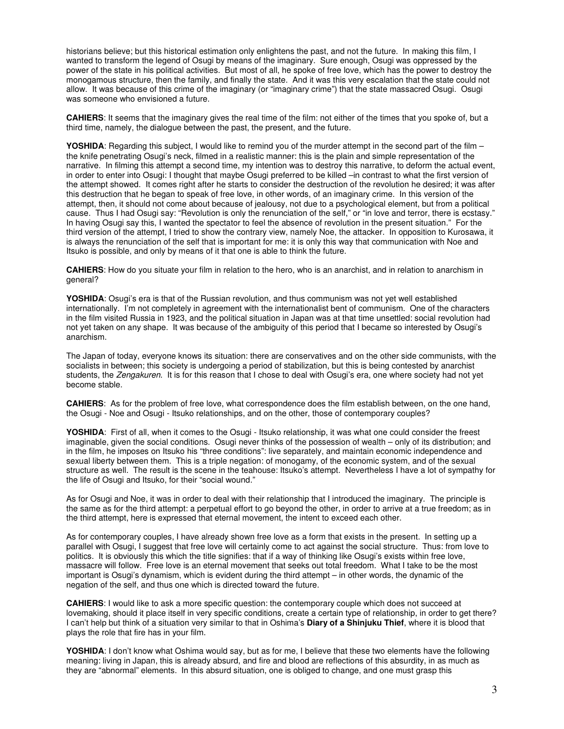historians believe; but this historical estimation only enlightens the past, and not the future. In making this film, I wanted to transform the legend of Osugi by means of the imaginary. Sure enough, Osugi was oppressed by the power of the state in his political activities. But most of all, he spoke of free love, which has the power to destroy the monogamous structure, then the family, and finally the state. And it was this very escalation that the state could not allow. It was because of this crime of the imaginary (or "imaginary crime") that the state massacred Osugi. Osugi was someone who envisioned a future.

**CAHIERS**: It seems that the imaginary gives the real time of the film: not either of the times that you spoke of, but a third time, namely, the dialogue between the past, the present, and the future.

**YOSHIDA**: Regarding this subject, I would like to remind you of the murder attempt in the second part of the film – the knife penetrating Osugi's neck, filmed in a realistic manner: this is the plain and simple representation of the narrative. In filming this attempt a second time, my intention was to destroy this narrative, to deform the actual event, in order to enter into Osugi: I thought that maybe Osugi preferred to be killed –in contrast to what the first version of the attempt showed. It comes right after he starts to consider the destruction of the revolution he desired; it was after this destruction that he began to speak of free love, in other words, of an imaginary crime. In this version of the attempt, then, it should not come about because of jealousy, not due to a psychological element, but from a political cause. Thus I had Osugi say: "Revolution is only the renunciation of the self," or "in love and terror, there is ecstasy." In having Osugi say this, I wanted the spectator to feel the absence of revolution in the present situation." For the third version of the attempt, I tried to show the contrary view, namely Noe, the attacker. In opposition to Kurosawa, it is always the renunciation of the self that is important for me: it is only this way that communication with Noe and Itsuko is possible, and only by means of it that one is able to think the future.

**CAHIERS**: How do you situate your film in relation to the hero, who is an anarchist, and in relation to anarchism in general?

**YOSHIDA**: Osugi's era is that of the Russian revolution, and thus communism was not yet well established internationally. I'm not completely in agreement with the internationalist bent of communism. One of the characters in the film visited Russia in 1923, and the political situation in Japan was at that time unsettled: social revolution had not yet taken on any shape. It was because of the ambiguity of this period that I became so interested by Osugi's anarchism.

The Japan of today, everyone knows its situation: there are conservatives and on the other side communists, with the socialists in between; this society is undergoing a period of stabilization, but this is being contested by anarchist students, the *Zengakuren*. It is for this reason that I chose to deal with Osugi's era, one where society had not yet become stable.

**CAHIERS**: As for the problem of free love, what correspondence does the film establish between, on the one hand, the Osugi - Noe and Osugi - Itsuko relationships, and on the other, those of contemporary couples?

**YOSHIDA**: First of all, when it comes to the Osugi - Itsuko relationship, it was what one could consider the freest imaginable, given the social conditions. Osugi never thinks of the possession of wealth – only of its distribution; and in the film, he imposes on Itsuko his "three conditions": live separately, and maintain economic independence and sexual liberty between them. This is a triple negation: of monogamy, of the economic system, and of the sexual structure as well. The result is the scene in the teahouse: Itsuko's attempt. Nevertheless I have a lot of sympathy for the life of Osugi and Itsuko, for their "social wound."

As for Osugi and Noe, it was in order to deal with their relationship that I introduced the imaginary. The principle is the same as for the third attempt: a perpetual effort to go beyond the other, in order to arrive at a true freedom; as in the third attempt, here is expressed that eternal movement, the intent to exceed each other.

As for contemporary couples, I have already shown free love as a form that exists in the present. In setting up a parallel with Osugi, I suggest that free love will certainly come to act against the social structure. Thus: from love to politics. It is obviously this which the title signifies: that if a way of thinking like Osugi's exists within free love, massacre will follow. Free love is an eternal movement that seeks out total freedom. What I take to be the most important is Osugi's dynamism, which is evident during the third attempt – in other words, the dynamic of the negation of the self, and thus one which is directed toward the future.

**CAHIERS**: I would like to ask a more specific question: the contemporary couple which does not succeed at lovemaking, should it place itself in very specific conditions, create a certain type of relationship, in order to get there? I can't help but think of a situation very similar to that in Oshima's **Diary of a Shinjuku Thief**, where it is blood that plays the role that fire has in your film.

**YOSHIDA**: I don't know what Oshima would say, but as for me, I believe that these two elements have the following meaning: living in Japan, this is already absurd, and fire and blood are reflections of this absurdity, in as much as they are "abnormal" elements. In this absurd situation, one is obliged to change, and one must grasp this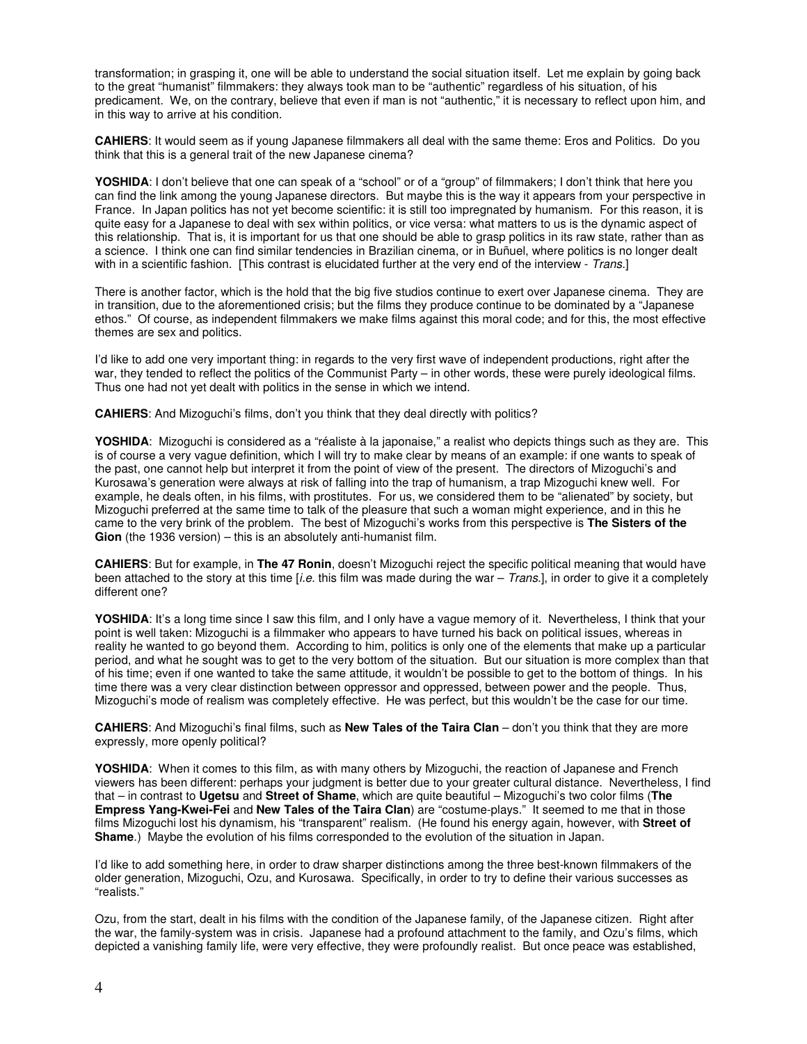transformation; in grasping it, one will be able to understand the social situation itself. Let me explain by going back to the great "humanist" filmmakers: they always took man to be "authentic" regardless of his situation, of his predicament. We, on the contrary, believe that even if man is not "authentic," it is necessary to reflect upon him, and in this way to arrive at his condition.

**CAHIERS**: It would seem as if young Japanese filmmakers all deal with the same theme: Eros and Politics. Do you think that this is a general trait of the new Japanese cinema?

**YOSHIDA**: I don't believe that one can speak of a "school" or of a "group" of filmmakers; I don't think that here you can find the link among the young Japanese directors. But maybe this is the way it appears from your perspective in France. In Japan politics has not yet become scientific: it is still too impregnated by humanism. For this reason, it is quite easy for a Japanese to deal with sex within politics, or vice versa: what matters to us is the dynamic aspect of this relationship. That is, it is important for us that one should be able to grasp politics in its raw state, rather than as a science. I think one can find similar tendencies in Brazilian cinema, or in Buñuel, where politics is no longer dealt with in a scientific fashion. [This contrast is elucidated further at the very end of the interview - *Trans.*]

There is another factor, which is the hold that the big five studios continue to exert over Japanese cinema. They are in transition, due to the aforementioned crisis; but the films they produce continue to be dominated by a "Japanese ethos." Of course, as independent filmmakers we make films against this moral code; and for this, the most effective themes are sex and politics.

I'd like to add one very important thing: in regards to the very first wave of independent productions, right after the war, they tended to reflect the politics of the Communist Party – in other words, these were purely ideological films. Thus one had not yet dealt with politics in the sense in which we intend.

**CAHIERS**: And Mizoguchi's films, don't you think that they deal directly with politics?

**YOSHIDA**: Mizoguchi is considered as a "réaliste à la japonaise," a realist who depicts things such as they are. This is of course a very vague definition, which I will try to make clear by means of an example: if one wants to speak of the past, one cannot help but interpret it from the point of view of the present. The directors of Mizoguchi's and Kurosawa's generation were always at risk of falling into the trap of humanism, a trap Mizoguchi knew well. For example, he deals often, in his films, with prostitutes. For us, we considered them to be "alienated" by society, but Mizoguchi preferred at the same time to talk of the pleasure that such a woman might experience, and in this he came to the very brink of the problem. The best of Mizoguchi's works from this perspective is **The Sisters of the Gion** (the 1936 version) – this is an absolutely anti-humanist film.

**CAHIERS**: But for example, in **The 47 Ronin**, doesn't Mizoguchi reject the specific political meaning that would have been attached to the story at this time [*i.e.* this film was made during the war – *Trans.*], in order to give it a completely different one?

**YOSHIDA**: It's a long time since I saw this film, and I only have a vague memory of it. Nevertheless, I think that your point is well taken: Mizoguchi is a filmmaker who appears to have turned his back on political issues, whereas in reality he wanted to go beyond them. According to him, politics is only one of the elements that make up a particular period, and what he sought was to get to the very bottom of the situation. But our situation is more complex than that of his time; even if one wanted to take the same attitude, it wouldn't be possible to get to the bottom of things. In his time there was a very clear distinction between oppressor and oppressed, between power and the people. Thus, Mizoguchi's mode of realism was completely effective. He was perfect, but this wouldn't be the case for our time.

**CAHIERS**: And Mizoguchi's final films, such as **New Tales of the Taira Clan** – don't you think that they are more expressly, more openly political?

**YOSHIDA**: When it comes to this film, as with many others by Mizoguchi, the reaction of Japanese and French viewers has been different: perhaps your judgment is better due to your greater cultural distance. Nevertheless, I find that – in contrast to **Ugetsu** and **Street of Shame**, which are quite beautiful – Mizoguchi's two color films (**The Empress Yang-Kwei-Fei** and **New Tales of the Taira Clan**) are "costume-plays." It seemed to me that in those films Mizoguchi lost his dynamism, his "transparent" realism. (He found his energy again, however, with **Street of Shame**.) Maybe the evolution of his films corresponded to the evolution of the situation in Japan.

I'd like to add something here, in order to draw sharper distinctions among the three best-known filmmakers of the older generation, Mizoguchi, Ozu, and Kurosawa. Specifically, in order to try to define their various successes as "realists."

Ozu, from the start, dealt in his films with the condition of the Japanese family, of the Japanese citizen. Right after the war, the family-system was in crisis. Japanese had a profound attachment to the family, and Ozu's films, which depicted a vanishing family life, were very effective, they were profoundly realist. But once peace was established,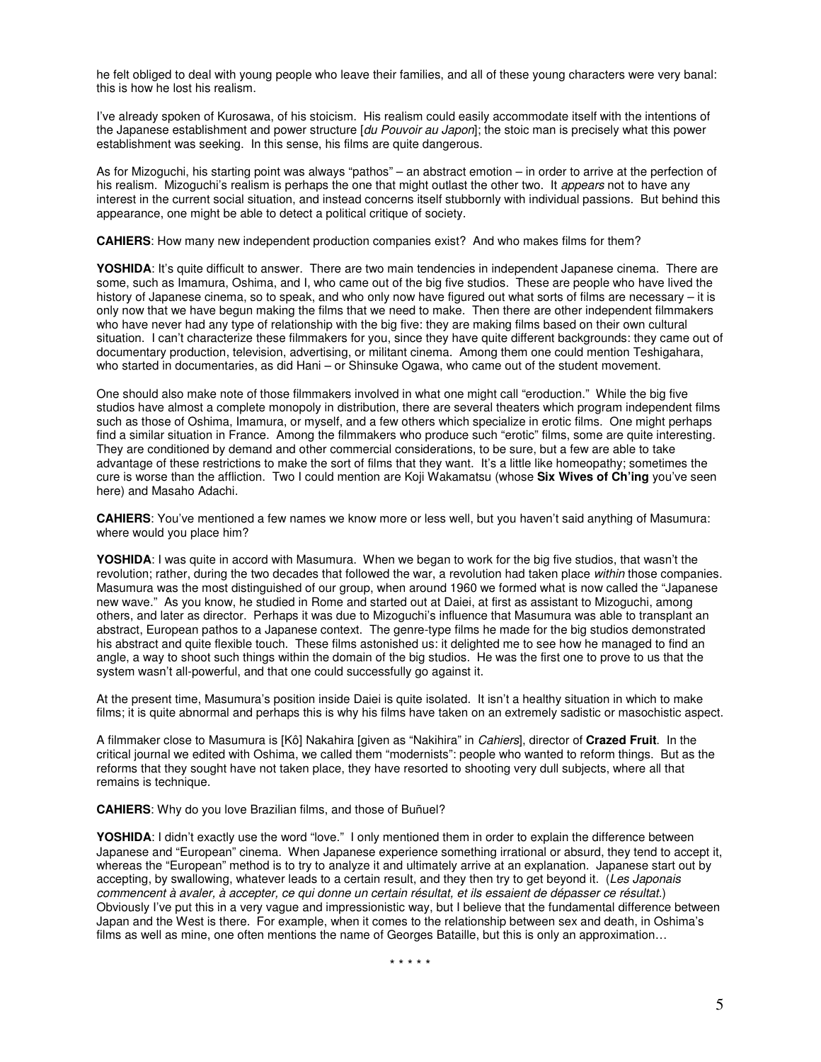he felt obliged to deal with young people who leave their families, and all of these young characters were very banal: this is how he lost his realism.

I've already spoken of Kurosawa, of his stoicism. His realism could easily accommodate itself with the intentions of the Japanese establishment and power structure [*du Pouvoir au Japon*]; the stoic man is precisely what this power establishment was seeking. In this sense, his films are quite dangerous.

As for Mizoguchi, his starting point was always "pathos" – an abstract emotion – in order to arrive at the perfection of his realism. Mizoguchi's realism is perhaps the one that might outlast the other two. It *appears* not to have any interest in the current social situation, and instead concerns itself stubbornly with individual passions. But behind this appearance, one might be able to detect a political critique of society.

**CAHIERS**: How many new independent production companies exist? And who makes films for them?

**YOSHIDA**: It's quite difficult to answer. There are two main tendencies in independent Japanese cinema. There are some, such as Imamura, Oshima, and I, who came out of the big five studios. These are people who have lived the history of Japanese cinema, so to speak, and who only now have figured out what sorts of films are necessary – it is only now that we have begun making the films that we need to make. Then there are other independent filmmakers who have never had any type of relationship with the big five: they are making films based on their own cultural situation. I can't characterize these filmmakers for you, since they have quite different backgrounds: they came out of documentary production, television, advertising, or militant cinema. Among them one could mention Teshigahara, who started in documentaries, as did Hani – or Shinsuke Ogawa, who came out of the student movement.

One should also make note of those filmmakers involved in what one might call "eroduction." While the big five studios have almost a complete monopoly in distribution, there are several theaters which program independent films such as those of Oshima, Imamura, or myself, and a few others which specialize in erotic films. One might perhaps find a similar situation in France. Among the filmmakers who produce such "erotic" films, some are quite interesting. They are conditioned by demand and other commercial considerations, to be sure, but a few are able to take advantage of these restrictions to make the sort of films that they want. It's a little like homeopathy; sometimes the cure is worse than the affliction. Two I could mention are Koji Wakamatsu (whose **Six Wives of Ch'ing** you've seen here) and Masaho Adachi.

**CAHIERS**: You've mentioned a few names we know more or less well, but you haven't said anything of Masumura: where would you place him?

**YOSHIDA**: I was quite in accord with Masumura. When we began to work for the big five studios, that wasn't the revolution; rather, during the two decades that followed the war, a revolution had taken place *within* those companies. Masumura was the most distinguished of our group, when around 1960 we formed what is now called the "Japanese new wave." As you know, he studied in Rome and started out at Daiei, at first as assistant to Mizoguchi, among others, and later as director. Perhaps it was due to Mizoguchi's influence that Masumura was able to transplant an abstract, European pathos to a Japanese context. The genre-type films he made for the big studios demonstrated his abstract and quite flexible touch. These films astonished us: it delighted me to see how he managed to find an angle, a way to shoot such things within the domain of the big studios. He was the first one to prove to us that the system wasn't all-powerful, and that one could successfully go against it.

At the present time, Masumura's position inside Daiei is quite isolated. It isn't a healthy situation in which to make films; it is quite abnormal and perhaps this is why his films have taken on an extremely sadistic or masochistic aspect.

A filmmaker close to Masumura is [Kô] Nakahira [given as "Nakihira" in *Cahiers*], director of **Crazed Fruit**. In the critical journal we edited with Oshima, we called them "modernists": people who wanted to reform things. But as the reforms that they sought have not taken place, they have resorted to shooting very dull subjects, where all that remains is technique.

**CAHIERS**: Why do you love Brazilian films, and those of Buñuel?

**YOSHIDA**: I didn't exactly use the word "love." I only mentioned them in order to explain the difference between Japanese and "European" cinema. When Japanese experience something irrational or absurd, they tend to accept it, whereas the "European" method is to try to analyze it and ultimately arrive at an explanation. Japanese start out by accepting, by swallowing, whatever leads to a certain result, and they then try to get beyond it. (*Les Japonais commencent à avaler, à accepter, ce qui donne un certain résultat, et ils essaient de dépasser ce résultat.*) Obviously I've put this in a very vague and impressionistic way, but I believe that the fundamental difference between Japan and the West is there. For example, when it comes to the relationship between sex and death, in Oshima's films as well as mine, one often mentions the name of Georges Bataille, but this is only an approximation…

\* \* \* \* \*